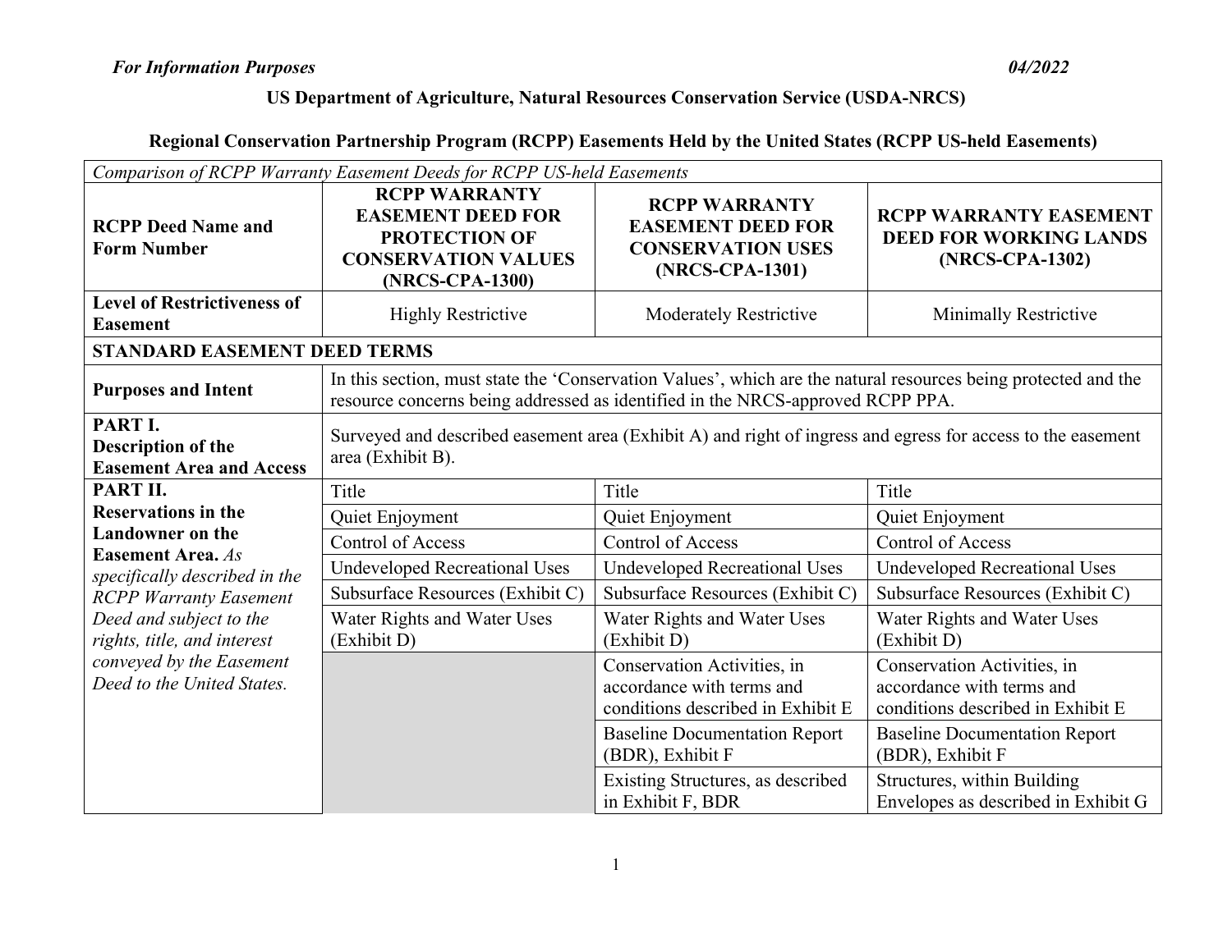*For Information Purposes* *04/2022*

**US Department of Agriculture, Natural Resources Conservation Service (USDA-NRCS)**

**Regional Conservation Partnership Program (RCPP) Easements Held by the United States (RCPP US-held Easements)**

| *Comparison of RCPP Warranty Easement Deeds for RCPP US-held Easements* | | | |
|---|---|---|---|
| **RCPP Deed Name and Form Number** | **RCPP WARRANTY EASEMENT DEED FOR PROTECTION OF CONSERVATION VALUES (NRCS-CPA-1300)** | **RCPP WARRANTY EASEMENT DEED FOR CONSERVATION USES (NRCS-CPA-1301)** | **RCPP WARRANTY EASEMENT DEED FOR WORKING LANDS (NRCS-CPA-1302)** |
| **Level of Restrictiveness of Easement** | Highly Restrictive | Moderately Restrictive | Minimally Restrictive |
| **STANDARD EASEMENT DEED TERMS** | | | |
| **Purposes and Intent** | In this section, must state the 'Conservation Values', which are the natural resources being protected and the resource concerns being addressed as identified in the NRCS-approved RCPP PPA. | | |
| **PART I. Description of the Easement Area and Access** | Surveyed and described easement area (Exhibit A) and right of ingress and egress for access to the easement area (Exhibit B). | | |
| **PART II. Reservations in the Landowner on the Easement Area.** *As specifically described in the RCPP Warranty Easement Deed and subject to the rights, title, and interest conveyed by the Easement Deed to the United States.* | Title | Title | Title |
| | Quiet Enjoyment | Quiet Enjoyment | Quiet Enjoyment |
| | Control of Access | Control of Access | Control of Access |
| | Undeveloped Recreational Uses | Undeveloped Recreational Uses | Undeveloped Recreational Uses |
| | Subsurface Resources (Exhibit C) | Subsurface Resources (Exhibit C) | Subsurface Resources (Exhibit C) |
| | Water Rights and Water Uses (Exhibit D) | Water Rights and Water Uses (Exhibit D) | Water Rights and Water Uses (Exhibit D) |
| | | Conservation Activities, in accordance with terms and conditions described in Exhibit E | Conservation Activities, in accordance with terms and conditions described in Exhibit E |
| | | Baseline Documentation Report (BDR), Exhibit F | Baseline Documentation Report (BDR), Exhibit F |
| | | Existing Structures, as described in Exhibit F, BDR | Structures, within Building Envelopes as described in Exhibit G |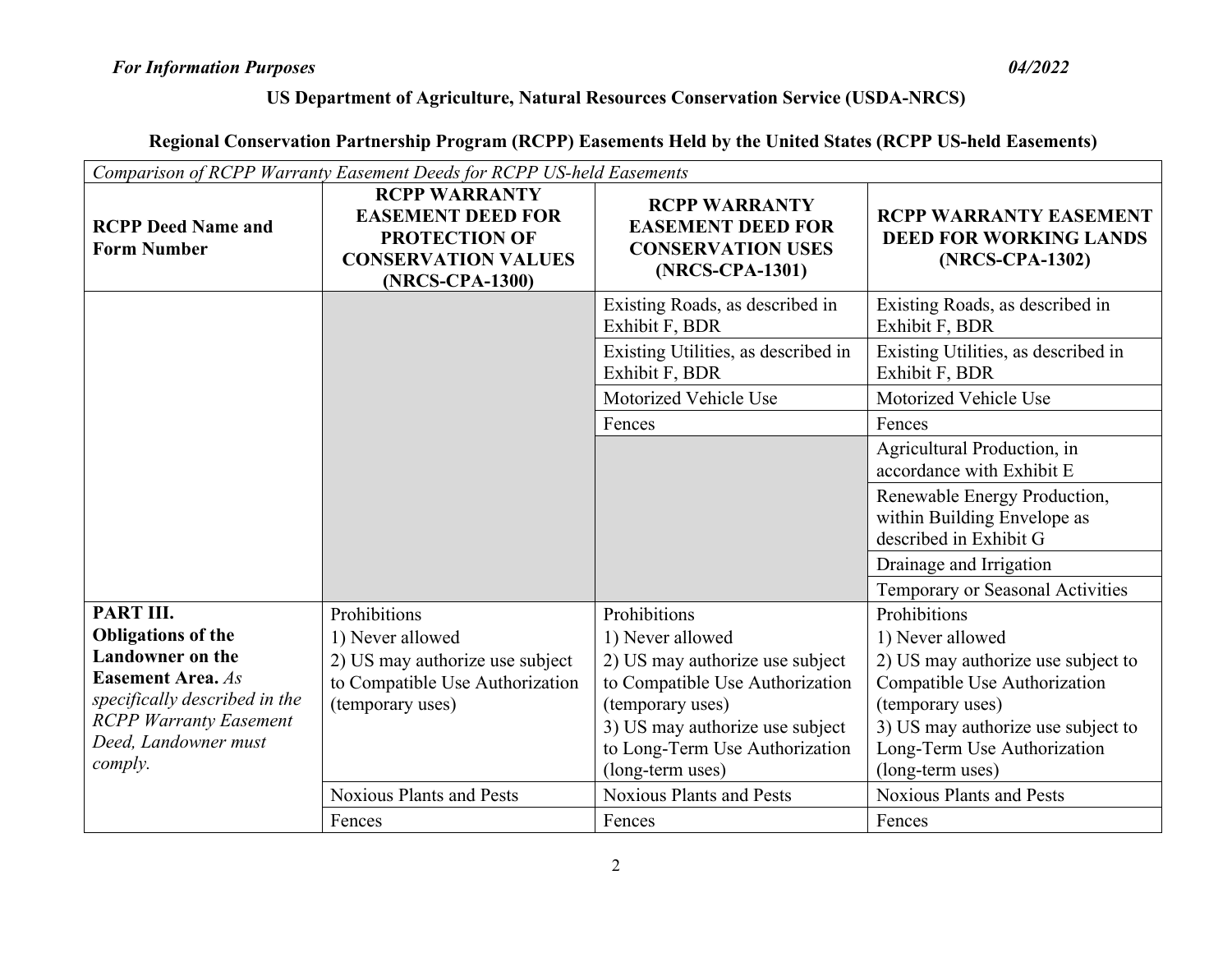*For Information Purposes* *04/2022*

**US Department of Agriculture, Natural Resources Conservation Service (USDA-NRCS)**

**Regional Conservation Partnership Program (RCPP) Easements Held by the United States (RCPP US-held Easements)**

| *Comparison of RCPP Warranty Easement Deeds for RCPP US-held Easements* | | | |
|---|---|---|---|
| **RCPP Deed Name and Form Number** | **RCPP WARRANTY EASEMENT DEED FOR PROTECTION OF CONSERVATION VALUES (NRCS-CPA-1300)** | **RCPP WARRANTY EASEMENT DEED FOR CONSERVATION USES (NRCS-CPA-1301)** | **RCPP WARRANTY EASEMENT DEED FOR WORKING LANDS (NRCS-CPA-1302)** |
| | | Existing Roads, as described in Exhibit F, BDR | Existing Roads, as described in Exhibit F, BDR |
| | | Existing Utilities, as described in Exhibit F, BDR | Existing Utilities, as described in Exhibit F, BDR |
| | | Motorized Vehicle Use | Motorized Vehicle Use |
| | | Fences | Fences |
| | | | Agricultural Production, in accordance with Exhibit E |
| | | | Renewable Energy Production, within Building Envelope as described in Exhibit G |
| | | | Drainage and Irrigation |
| | | | Temporary or Seasonal Activities |
| **PART III. Obligations of the Landowner on the Easement Area.** *As specifically described in the RCPP Warranty Easement Deed, Landowner must comply.* | Prohibitions<br>1) Never allowed<br>2) US may authorize use subject to Compatible Use Authorization (temporary uses) | Prohibitions<br>1) Never allowed<br>2) US may authorize use subject to Compatible Use Authorization (temporary uses)<br>3) US may authorize use subject to Long-Term Use Authorization (long-term uses) | Prohibitions<br>1) Never allowed<br>2) US may authorize use subject to Compatible Use Authorization (temporary uses)<br>3) US may authorize use subject to Long-Term Use Authorization (long-term uses) |
| | Noxious Plants and Pests | Noxious Plants and Pests | Noxious Plants and Pests |
| | Fences | Fences | Fences |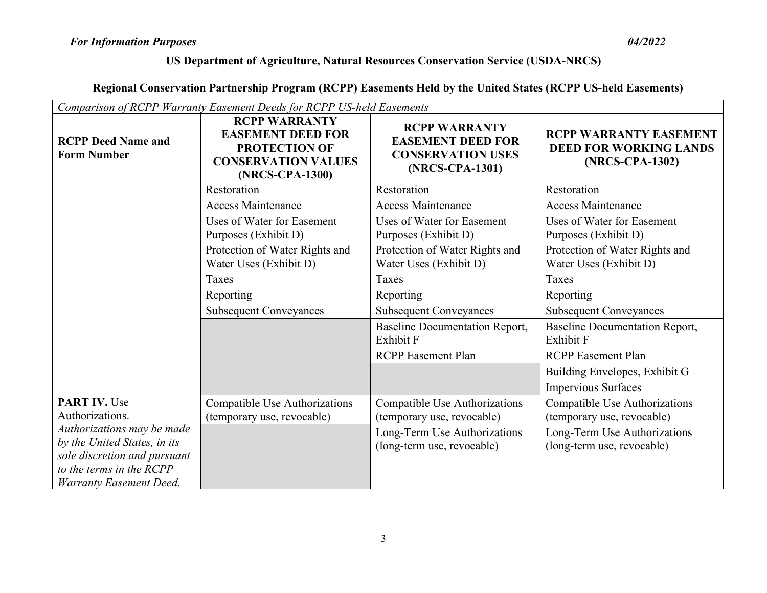*For Information Purposes* *04/2022*

**US Department of Agriculture, Natural Resources Conservation Service (USDA-NRCS)**

**Regional Conservation Partnership Program (RCPP) Easements Held by the United States (RCPP US-held Easements)**

*Comparison of RCPP Warranty Easement Deeds for RCPP US-held Easements*

| **RCPP Deed Name and Form Number** | **RCPP WARRANTY EASEMENT DEED FOR PROTECTION OF CONSERVATION VALUES (NRCS-CPA-1300)** | **RCPP WARRANTY EASEMENT DEED FOR CONSERVATION USES (NRCS-CPA-1301)** | **RCPP WARRANTY EASEMENT DEED FOR WORKING LANDS (NRCS-CPA-1302)** |
|---|---|---|---|
| | Restoration | Restoration | Restoration |
| | Access Maintenance | Access Maintenance | Access Maintenance |
| | Uses of Water for Easement Purposes (Exhibit D) | Uses of Water for Easement Purposes (Exhibit D) | Uses of Water for Easement Purposes (Exhibit D) |
| | Protection of Water Rights and Water Uses (Exhibit D) | Protection of Water Rights and Water Uses (Exhibit D) | Protection of Water Rights and Water Uses (Exhibit D) |
| | Taxes | Taxes | Taxes |
| | Reporting | Reporting | Reporting |
| | Subsequent Conveyances | Subsequent Conveyances | Subsequent Conveyances |
| | | Baseline Documentation Report, Exhibit F | Baseline Documentation Report, Exhibit F |
| | | RCPP Easement Plan | RCPP Easement Plan |
| | | | Building Envelopes, Exhibit G |
| | | | Impervious Surfaces |
| **PART IV.** Use Authorizations. *Authorizations may be made by the United States, in its sole discretion and pursuant to the terms in the RCPP Warranty Easement Deed.* | Compatible Use Authorizations (temporary use, revocable) | Compatible Use Authorizations (temporary use, revocable) | Compatible Use Authorizations (temporary use, revocable) |
| | | Long-Term Use Authorizations (long-term use, revocable) | Long-Term Use Authorizations (long-term use, revocable) |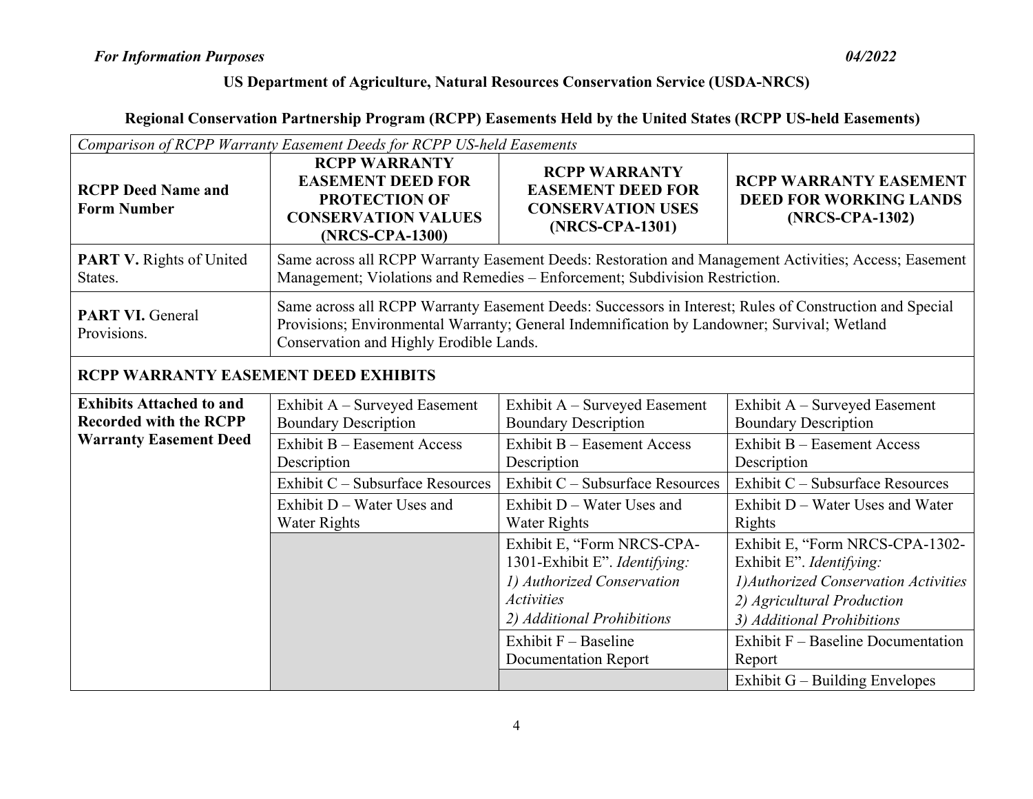**US Department of Agriculture, Natural Resources Conservation Service (USDA-NRCS)**

**Regional Conservation Partnership Program (RCPP) Easements Held by the United States (RCPP US-held Easements)**

| *Comparison of RCPP Warranty Easement Deeds for RCPP US-held Easements* | | | |
|---|---|---|---|
| **RCPP Deed Name and Form Number** | **RCPP WARRANTY EASEMENT DEED FOR PROTECTION OF CONSERVATION VALUES (NRCS-CPA-1300)** | **RCPP WARRANTY EASEMENT DEED FOR CONSERVATION USES (NRCS-CPA-1301)** | **RCPP WARRANTY EASEMENT DEED FOR WORKING LANDS (NRCS-CPA-1302)** |
| **PART V.** Rights of United States. | Same across all RCPP Warranty Easement Deeds: Restoration and Management Activities; Access; Easement Management; Violations and Remedies – Enforcement; Subdivision Restriction. | | |
| **PART VI.** General Provisions. | Same across all RCPP Warranty Easement Deeds: Successors in Interest; Rules of Construction and Special Provisions; Environmental Warranty; General Indemnification by Landowner; Survival; Wetland Conservation and Highly Erodible Lands. | | |
| **RCPP WARRANTY EASEMENT DEED EXHIBITS** | | | |
| **Exhibits Attached to and Recorded with the RCPP Warranty Easement Deed** | Exhibit A – Surveyed Easement Boundary Description | Exhibit A – Surveyed Easement Boundary Description | Exhibit A – Surveyed Easement Boundary Description |
| | Exhibit B – Easement Access Description | Exhibit B – Easement Access Description | Exhibit B – Easement Access Description |
| | Exhibit C – Subsurface Resources | Exhibit C – Subsurface Resources | Exhibit C – Subsurface Resources |
| | Exhibit D – Water Uses and Water Rights | Exhibit D – Water Uses and Water Rights | Exhibit D – Water Uses and Water Rights |
| | | Exhibit E, "Form NRCS-CPA-1301-Exhibit E". *Identifying:* *1) Authorized Conservation Activities* *2) Additional Prohibitions* | Exhibit E, "Form NRCS-CPA-1302-Exhibit E". *Identifying:* *1) Authorized Conservation Activities* *2) Agricultural Production* *3) Additional Prohibitions* |
| | | Exhibit F – Baseline Documentation Report | Exhibit F – Baseline Documentation Report |
| | | | Exhibit G – Building Envelopes |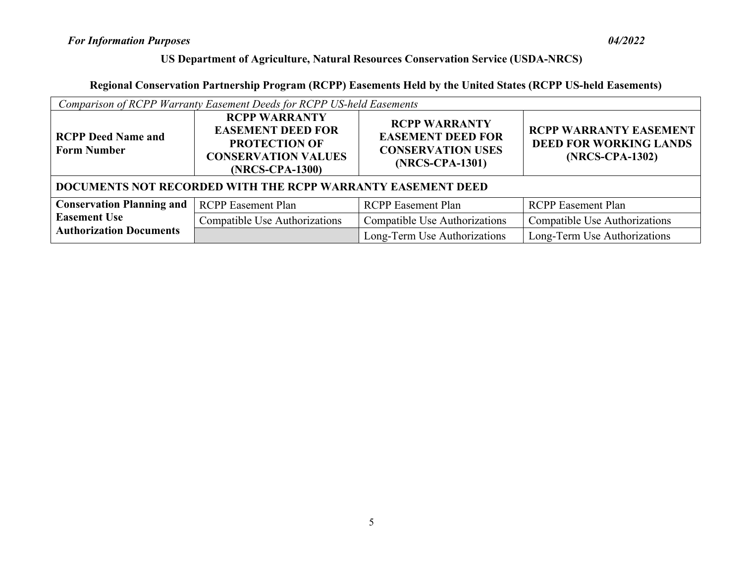*For Information Purposes* *04/2022*

**US Department of Agriculture, Natural Resources Conservation Service (USDA-NRCS)**

**Regional Conservation Partnership Program (RCPP) Easements Held by the United States (RCPP US-held Easements)**

| *Comparison of RCPP Warranty Easement Deeds for RCPP US-held Easements* | | | |
|---|---|---|---|
| **RCPP Deed Name and Form Number** | **RCPP WARRANTY EASEMENT DEED FOR PROTECTION OF CONSERVATION VALUES (NRCS-CPA-1300)** | **RCPP WARRANTY EASEMENT DEED FOR CONSERVATION USES (NRCS-CPA-1301)** | **RCPP WARRANTY EASEMENT DEED FOR WORKING LANDS (NRCS-CPA-1302)** |
| **DOCUMENTS NOT RECORDED WITH THE RCPP WARRANTY EASEMENT DEED** | | | |
| **Conservation Planning and Easement Use Authorization Documents** | RCPP Easement Plan | RCPP Easement Plan | RCPP Easement Plan |
| | Compatible Use Authorizations | Compatible Use Authorizations | Compatible Use Authorizations |
| | | Long-Term Use Authorizations | Long-Term Use Authorizations |